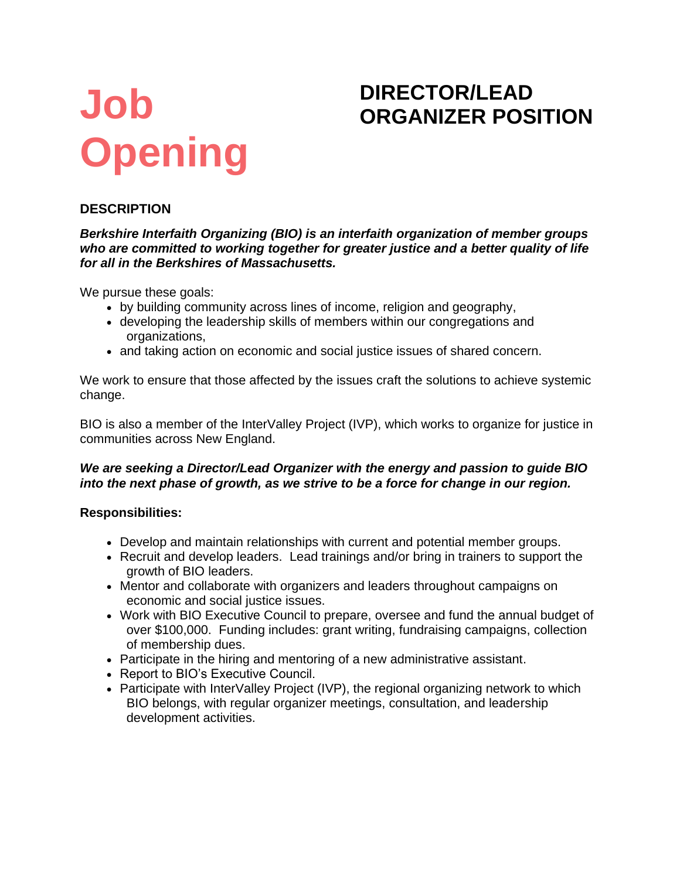# Job Opening

## DIRECTOR/LEAD ORGANIZER POSITION

**DESCRIPTION**

***Berkshire Interfaith Organizing (BIO) is an interfaith organization of member groups who are committed to working together for greater justice and a better quality of life for all in the Berkshires of Massachusetts.***

We pursue these goals:

- by building community across lines of income, religion and geography,
- developing the leadership skills of members within our congregations and organizations,
- and taking action on economic and social justice issues of shared concern.

We work to ensure that those affected by the issues craft the solutions to achieve systemic change.

BIO is also a member of the InterValley Project (IVP), which works to organize for justice in communities across New England.

***We are seeking a Director/Lead Organizer with the energy and passion to guide BIO into the next phase of growth, as we strive to be a force for change in our region.***

**Responsibilities:**

- Develop and maintain relationships with current and potential member groups.
- Recruit and develop leaders. Lead trainings and/or bring in trainers to support the growth of BIO leaders.
- Mentor and collaborate with organizers and leaders throughout campaigns on economic and social justice issues.
- Work with BIO Executive Council to prepare, oversee and fund the annual budget of over $100,000. Funding includes: grant writing, fundraising campaigns, collection of membership dues.
- Participate in the hiring and mentoring of a new administrative assistant.
- Report to BIO's Executive Council.
- Participate with InterValley Project (IVP), the regional organizing network to which BIO belongs, with regular organizer meetings, consultation, and leadership development activities.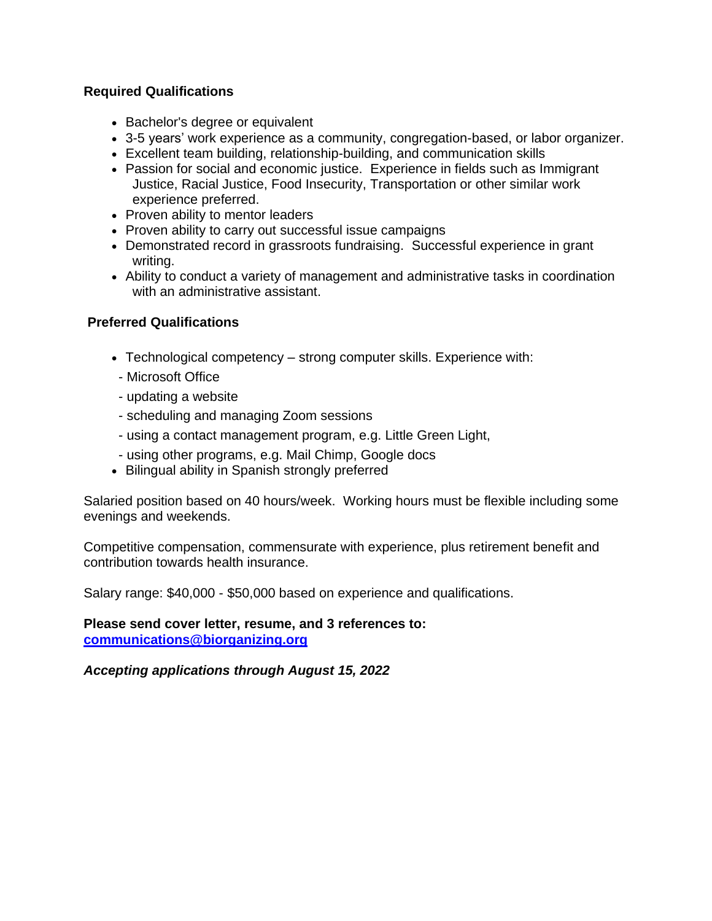**Required Qualifications**

- Bachelor's degree or equivalent
- 3-5 years' work experience as a community, congregation-based, or labor organizer.
- Excellent team building, relationship-building, and communication skills
- Passion for social and economic justice. Experience in fields such as Immigrant Justice, Racial Justice, Food Insecurity, Transportation or other similar work experience preferred.
- Proven ability to mentor leaders
- Proven ability to carry out successful issue campaigns
- Demonstrated record in grassroots fundraising. Successful experience in grant writing.
- Ability to conduct a variety of management and administrative tasks in coordination with an administrative assistant.

**Preferred Qualifications**

- Technological competency – strong computer skills. Experience with:
  - Microsoft Office
  - updating a website
  - scheduling and managing Zoom sessions
  - using a contact management program, e.g. Little Green Light,
  - using other programs, e.g. Mail Chimp, Google docs
- Bilingual ability in Spanish strongly preferred

Salaried position based on 40 hours/week. Working hours must be flexible including some evenings and weekends.

Competitive compensation, commensurate with experience, plus retirement benefit and contribution towards health insurance.

Salary range: $40,000 - $50,000 based on experience and qualifications.

**Please send cover letter, resume, and 3 references to:**
**communications@biorganizing.org**

***Accepting applications through August 15, 2022***